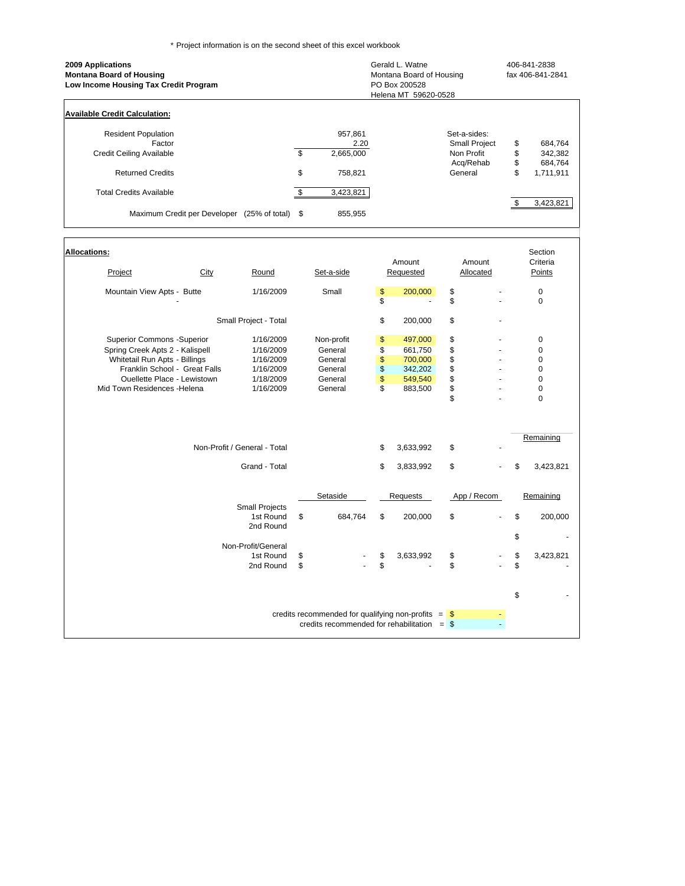* Project information is on the second sheet of this excel workbook

**2009 Applications**
**Montana Board of Housing**
**Low Income Housing Tax Credit Program**

Gerald L. Watne
Montana Board of Housing
PO Box 200528
Helena MT 59620-0528

406-841-2838
fax 406-841-2841

**Available Credit Calculation:**

| | | | |
|---|---|---|---|
| Resident Population | 957,861 | Set-a-sides: | |
| Factor | 2.20 | Small Project | $ 684,764 |
| Credit Ceiling Available | $ 2,665,000 | Non Profit | $ 342,382 |
| | | Acq/Rehab | $ 684,764 |
| Returned Credits | $ 758,821 | General | $ 1,711,911 |
| Total Credits Available | $ 3,423,821 | | $ 3,423,821 |
| Maximum Credit per Developer (25% of total) | $ 855,955 | | |

**Allocations:**

| Project | City | Round | Set-a-side | Amount Requested | Amount Allocated | Section Criteria Points |
|---|---|---|---|---|---|---|
| Mountain View Apts - Butte | | 1/16/2009 | Small | $ 200,000 | $ - | 0 |
| - | | | | $ - | $ - | 0 |
| | | Small Project - Total | | $ 200,000 | $ - | |
| Superior Commons -Superior | | 1/16/2009 | Non-profit | $ 497,000 | $ - | 0 |
| Spring Creek Apts 2 - Kalispell | | 1/16/2009 | General | $ 661,750 | $ - | 0 |
| Whitetail Run Apts - Billings | | 1/16/2009 | General | $ 700,000 | $ - | 0 |
| Franklin School - Great Falls | | 1/16/2009 | General | $ 342,202 | $ - | 0 |
| Ouellette Place - Lewistown | | 1/18/2009 | General | $ 549,540 | $ - | 0 |
| Mid Town Residences -Helena | | 1/16/2009 | General | $ 883,500 | $ - | 0 |
| | | | | | $ - | 0 |

| | Amount Requested | Amount Allocated | Remaining |
|---|---|---|---|
| Non-Profit / General - Total | $ 3,633,992 | $ - | |
| Grand - Total | $ 3,833,992 | $ - | $ 3,423,821 |

| | Setaside | Requests | App / Recom | Remaining |
|---|---|---|---|---|
| Small Projects | | | | |
| 1st Round | $ 684,764 | $ 200,000 | $ - | $ 200,000 |
| 2nd Round | | | | |
| | | | | $ - |
| Non-Profit/General | | | | |
| 1st Round | $ - | $ 3,633,992 | $ - | $ 3,423,821 |
| 2nd Round | $ - | $ - | $ - | $ - |
| | | | | $ - |

credits recommended for qualifying non-profits = $ -
credits recommended for rehabilitation = $ -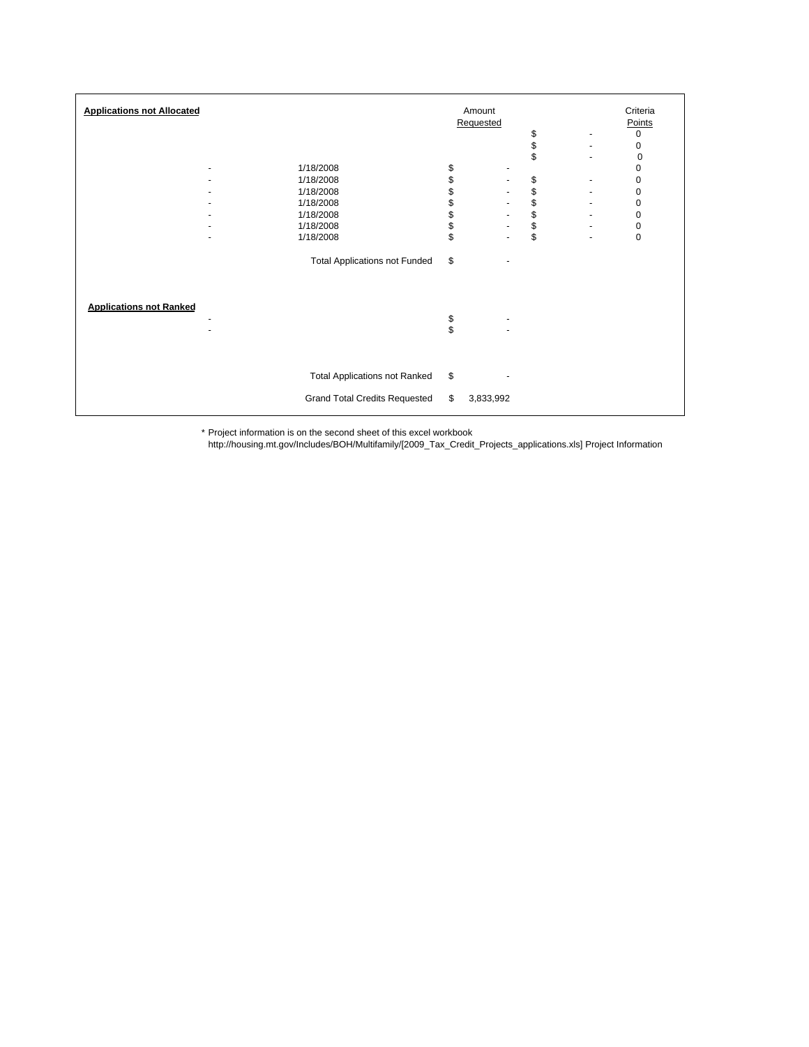| **Applications not Allocated** | | Amount Requested | | Criteria Points |
|---|---|---|---|---|
| | | | $ - | 0 |
| | | | $ - | 0 |
| | | | $ - | 0 |
| - | 1/18/2008 | $ - | | 0 |
| - | 1/18/2008 | $ - | $ - | 0 |
| - | 1/18/2008 | $ - | $ - | 0 |
| - | 1/18/2008 | $ - | $ - | 0 |
| - | 1/18/2008 | $ - | $ - | 0 |
| - | 1/18/2008 | $ - | $ - | 0 |
| - | 1/18/2008 | $ - | $ - | 0 |
| | Total Applications not Funded | $ - | | |

| **Applications not Ranked** | | | | |
|---|---|---|---|---|
| - | | $ - | | |
| - | | $ - | | |
| | Total Applications not Ranked | $ - | | |
| | Grand Total Credits Requested | $ 3,833,992 | | |

* Project information is on the second sheet of this excel workbook
http://housing.mt.gov/Includes/BOH/Multifamily/[2009_Tax_Credit_Projects_applications.xls] Project Information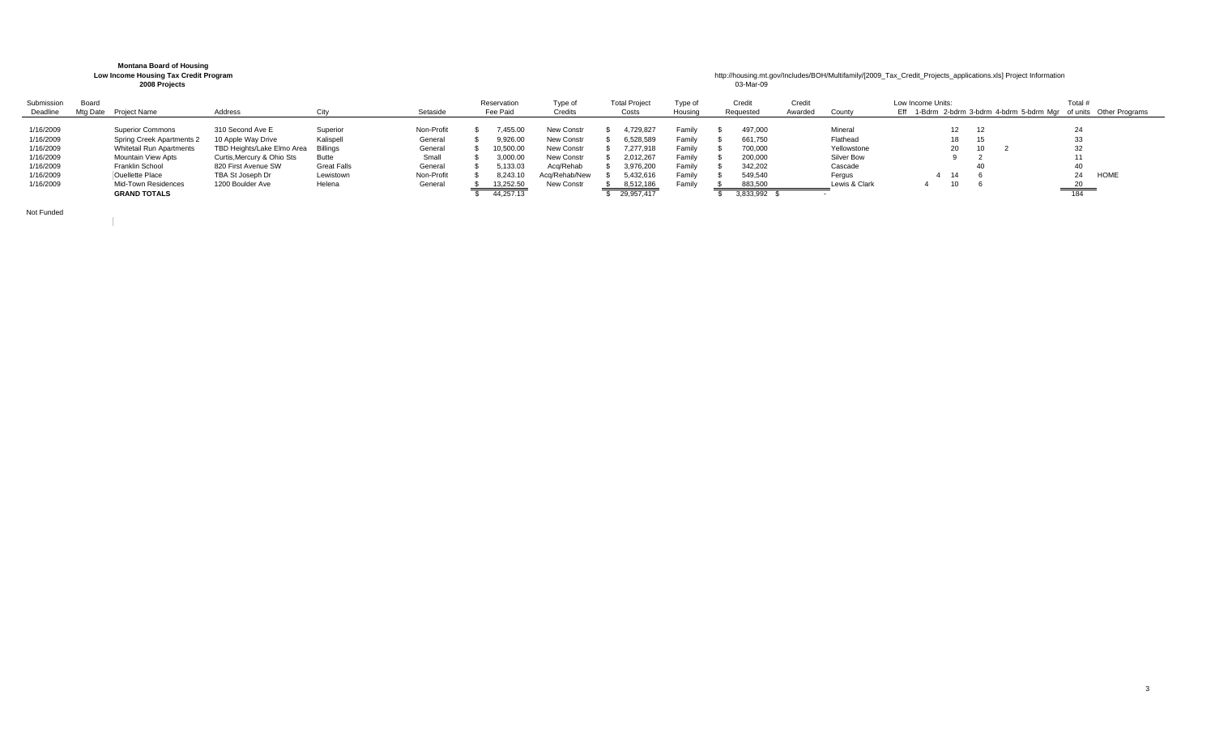**Montana Board of Housing**
**Low Income Housing Tax Credit Program**
**2008 Projects**

http://housing.mt.gov/Includes/BOH/Multifamily/[2009_Tax_Credit_Projects_applications.xls] Project Information
03-Mar-09

| Submission Deadline | Board Mtg Date | Project Name | Address | City | Setaside | Reservation Fee Paid | Type of Credits | Total Project Costs | Type of Housing | Credit Requested | Credit Awarded | County | Low Income Units: Eff | 1-Bdrm | 2-bdrm | 3-bdrm | 4-bdrm | 5-bdrm | Mgr | Total # of units | Other Programs |
|---|---|---|---|---|---|---|---|---|---|---|---|---|---|---|---|---|---|---|---|---|---|
| 1/16/2009 | | Superior Commons | 310 Second Ave E | Superior | Non-Profit | $ 7,455.00 | New Constr | $ 4,729,827 | Family | $ 497,000 | | Mineral | | | 12 | 12 | | | | 24 | |
| 1/16/2009 | | Spring Creek Apartments 2 | 10 Apple Way Drive | Kalispell | General | $ 9,926.00 | New Constr | $ 6,528,589 | Family | $ 661,750 | | Flathead | | | 18 | 15 | | | | 33 | |
| 1/16/2009 | | Whitetail Run Apartments | TBD Heights/Lake Elmo Area | Billings | General | $ 10,500.00 | New Constr | $ 7,277,918 | Family | $ 700,000 | | Yellowstone | | | 20 | 10 | 2 | | | 32 | |
| 1/16/2009 | | Mountain View Apts | Curtis,Mercury & Ohio Sts | Butte | Small | $ 3,000.00 | New Constr | $ 2,012,267 | Family | $ 200,000 | | Silver Bow | | | 9 | 2 | | | | 11 | |
| 1/16/2009 | | Franklin School | 820 First Avenue SW | Great Falls | General | $ 5,133.03 | Acq/Rehab | $ 3,976,200 | Family | $ 342,202 | | Cascade | | | | 40 | | | | 40 | |
| 1/16/2009 | | Ouellette Place | TBA St Joseph Dr | Lewistown | Non-Profit | $ 8,243.10 | Acq/Rehab/New | $ 5,432,616 | Family | $ 549,540 | | Fergus | | 4 | 14 | 6 | | | | 24 | HOME |
| 1/16/2009 | | Mid-Town Residences | 1200 Boulder Ave | Helena | General | $ 13,252.50 | New Constr | $ 8,512,186 | Family | $ 883,500 | | Lewis & Clark | 4 | | 10 | 6 | | | | 20 | |
| | | **GRAND TOTALS** | | | | $ 44,257.13 | | $ 29,957,417 | | $ 3,833,992 | $ - | | | | | | | | | 184 | |

Not Funded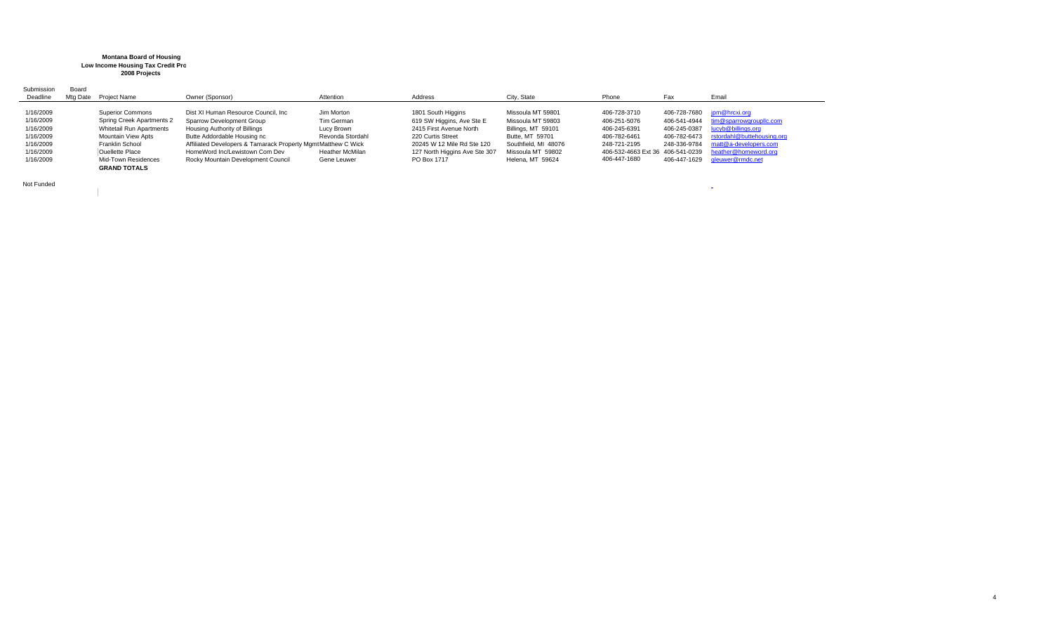**Montana Board of Housing**
**Low Income Housing Tax Credit Pro**
**2008 Projects**

| Submission Deadline | Board Mtg Date | Project Name | Owner (Sponsor) | Attention | Address | City, State | Phone | Fax | Email |
|---|---|---|---|---|---|---|---|---|---|
| 1/16/2009 | | Superior Commons | Dist XI Human Resource Council, Inc | Jim Morton | 1801 South Higgins | Missoula MT 59801 | 406-728-3710 | 406-728-7680 | jpm@hrcxi.org |
| 1/16/2009 | | Spring Creek Apartments 2 | Sparrow Development Group | Tim German | 619 SW Higgins, Ave Ste E | Missoula MT 59803 | 406-251-5076 | 406-541-4944 | tim@sparrowgroupllc.com |
| 1/16/2009 | | Whitetail Run Apartments | Housing Authority of Billings | Lucy Brown | 2415 First Avenue North | Billings, MT 59101 | 406-245-6391 | 406-245-0387 | lucyb@billings.org |
| 1/16/2009 | | Mountain View Apts | Butte Addordable Housing nc | Revonda Stordahl | 220 Curtis Street | Butte, MT 59701 | 406-782-6461 | 406-782-6473 | rstordahl@buttehousing.org |
| 1/16/2009 | | Franklin School | Affiliated Developers & Tamarack Property Mgmt | Matthew C Wick | 20245 W 12 Mile Rd Ste 120 | Southfield, MI 48076 | 248-721-2195 | 248-336-9784 | matt@a-developers.com |
| 1/16/2009 | | Ouellette Place | HomeWord Inc/Lewistown Com Dev | Heather McMilan | 127 North Higgins Ave Ste 307 | Missoula MT 59802 | 406-532-4663 Ext 36 | 406-541-0239 | heather@homeword.org |
| 1/16/2009 | | Mid-Town Residences | Rocky Mountain Development Council | Gene Leuwer | PO Box 1717 | Helena, MT 59624 | 406-447-1680 | 406-447-1629 | gleuwer@rmdc.net |
| | | **GRAND TOTALS** | | | | | | | |

Not Funded